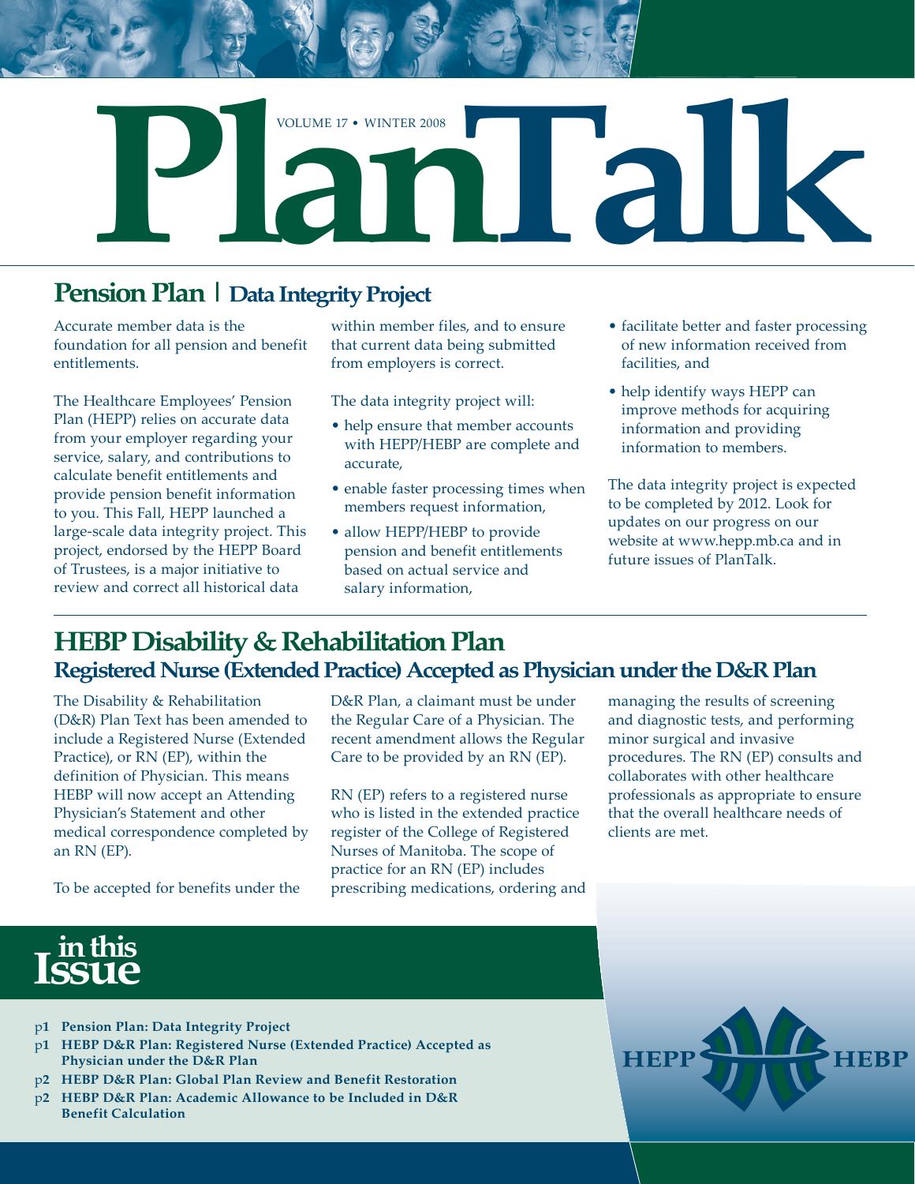# PlanTalk

VOLUME 17 • WINTER 2008

## Pension Plan | Data Integrity Project

Accurate member data is the foundation for all pension and benefit entitlements.

The Healthcare Employees' Pension Plan (HEPP) relies on accurate data from your employer regarding your service, salary, and contributions to calculate benefit entitlements and provide pension benefit information to you. This Fall, HEPP launched a large-scale data integrity project. This project, endorsed by the HEPP Board of Trustees, is a major initiative to review and correct all historical data within member files, and to ensure that current data being submitted from employers is correct.

The data integrity project will:

- help ensure that member accounts with HEPP/HEBP are complete and accurate,
- enable faster processing times when members request information,
- allow HEPP/HEBP to provide pension and benefit entitlements based on actual service and salary information,
- facilitate better and faster processing of new information received from facilities, and
- help identify ways HEPP can improve methods for acquiring information and providing information to members.

The data integrity project is expected to be completed by 2012. Look for updates on our progress on our website at www.hepp.mb.ca and in future issues of PlanTalk.

## HEBP Disability & Rehabilitation Plan

### Registered Nurse (Extended Practice) Accepted as Physician under the D&R Plan

The Disability & Rehabilitation (D&R) Plan Text has been amended to include a Registered Nurse (Extended Practice), or RN (EP), within the definition of Physician. This means HEBP will now accept an Attending Physician's Statement and other medical correspondence completed by an RN (EP).

To be accepted for benefits under the D&R Plan, a claimant must be under the Regular Care of a Physician. The recent amendment allows the Regular Care to be provided by an RN (EP).

RN (EP) refers to a registered nurse who is listed in the extended practice register of the College of Registered Nurses of Manitoba. The scope of practice for an RN (EP) includes prescribing medications, ordering and managing the results of screening and diagnostic tests, and performing minor surgical and invasive procedures. The RN (EP) consults and collaborates with other healthcare professionals as appropriate to ensure that the overall healthcare needs of clients are met.

## in this Issue

- p1 **Pension Plan: Data Integrity Project**
- p1 **HEBP D&R Plan: Registered Nurse (Extended Practice) Accepted as Physician under the D&R Plan**
- p2 **HEBP D&R Plan: Global Plan Review and Benefit Restoration**
- p2 **HEBP D&R Plan: Academic Allowance to be Included in D&R Benefit Calculation**

HEPP HEBP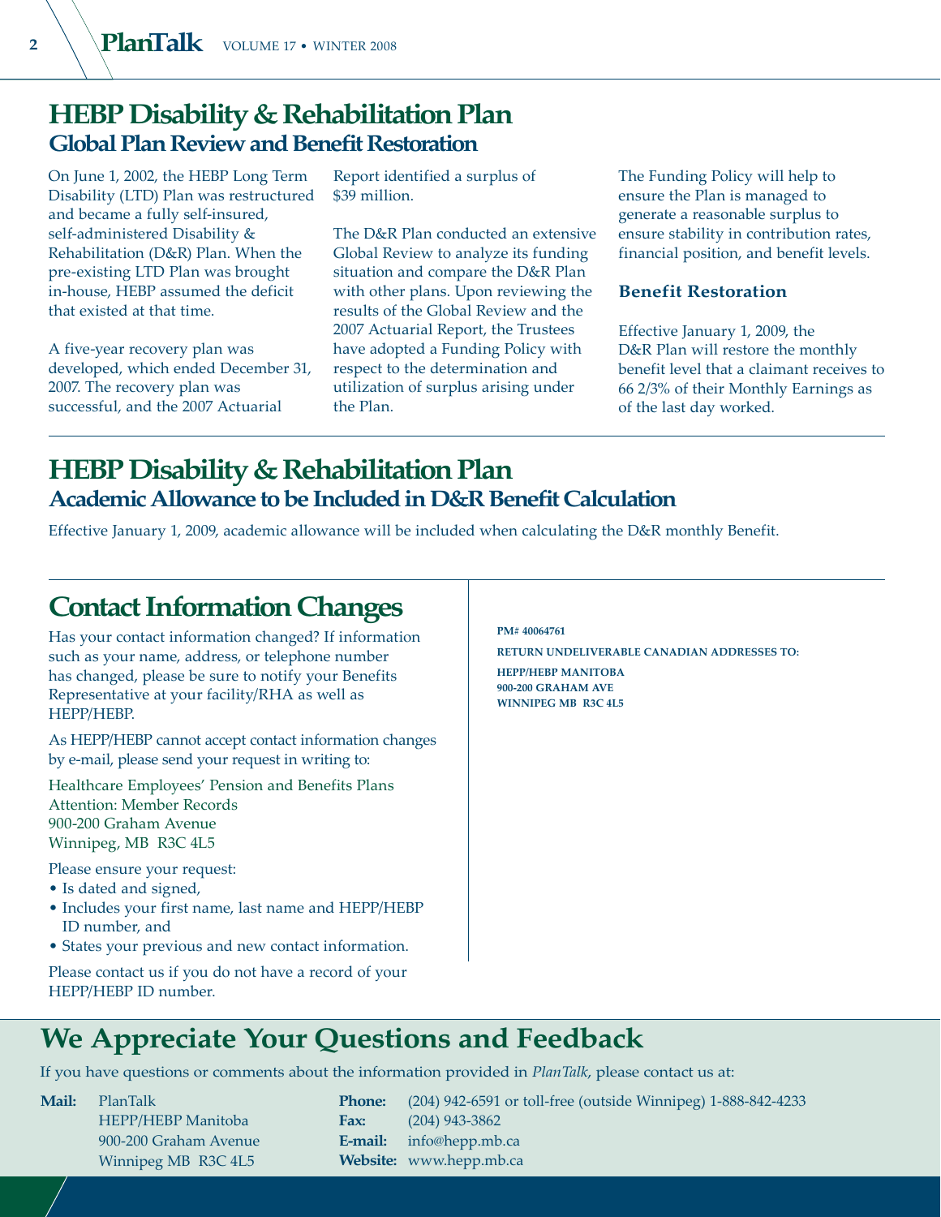# HEBP Disability & Rehabilitation Plan

## Global Plan Review and Benefit Restoration

On June 1, 2002, the HEBP Long Term Disability (LTD) Plan was restructured and became a fully self-insured, self-administered Disability & Rehabilitation (D&R) Plan. When the pre-existing LTD Plan was brought in-house, HEBP assumed the deficit that existed at that time.

A five-year recovery plan was developed, which ended December 31, 2007. The recovery plan was successful, and the 2007 Actuarial Report identified a surplus of $39 million.

The D&R Plan conducted an extensive Global Review to analyze its funding situation and compare the D&R Plan with other plans. Upon reviewing the results of the Global Review and the 2007 Actuarial Report, the Trustees have adopted a Funding Policy with respect to the determination and utilization of surplus arising under the Plan.

The Funding Policy will help to ensure the Plan is managed to generate a reasonable surplus to ensure stability in contribution rates, financial position, and benefit levels.

### Benefit Restoration

Effective January 1, 2009, the D&R Plan will restore the monthly benefit level that a claimant receives to 66 2/3% of their Monthly Earnings as of the last day worked.

# HEBP Disability & Rehabilitation Plan

## Academic Allowance to be Included in D&R Benefit Calculation

Effective January 1, 2009, academic allowance will be included when calculating the D&R monthly Benefit.

# Contact Information Changes

Has your contact information changed? If information such as your name, address, or telephone number has changed, please be sure to notify your Benefits Representative at your facility/RHA as well as HEPP/HEBP.

As HEPP/HEBP cannot accept contact information changes by e-mail, please send your request in writing to:

Healthcare Employees' Pension and Benefits Plans
Attention: Member Records
900-200 Graham Avenue
Winnipeg, MB R3C 4L5

Please ensure your request:

- Is dated and signed,
- Includes your first name, last name and HEPP/HEBP ID number, and
- States your previous and new contact information.

Please contact us if you do not have a record of your HEPP/HEBP ID number.

**PM# 40064761**

**RETURN UNDELIVERABLE CANADIAN ADDRESSES TO:**

**HEPP/HEBP MANITOBA**
**900-200 GRAHAM AVE**
**WINNIPEG MB R3C 4L5**

# We Appreciate Your Questions and Feedback

If you have questions or comments about the information provided in *PlanTalk*, please contact us at:

**Mail:** PlanTalk
HEPP/HEBP Manitoba
900-200 Graham Avenue
Winnipeg MB R3C 4L5

**Phone:** (204) 942-6591 or toll-free (outside Winnipeg) 1-888-842-4233
**Fax:** (204) 943-3862
**E-mail:** info@hepp.mb.ca
**Website:** www.hepp.mb.ca